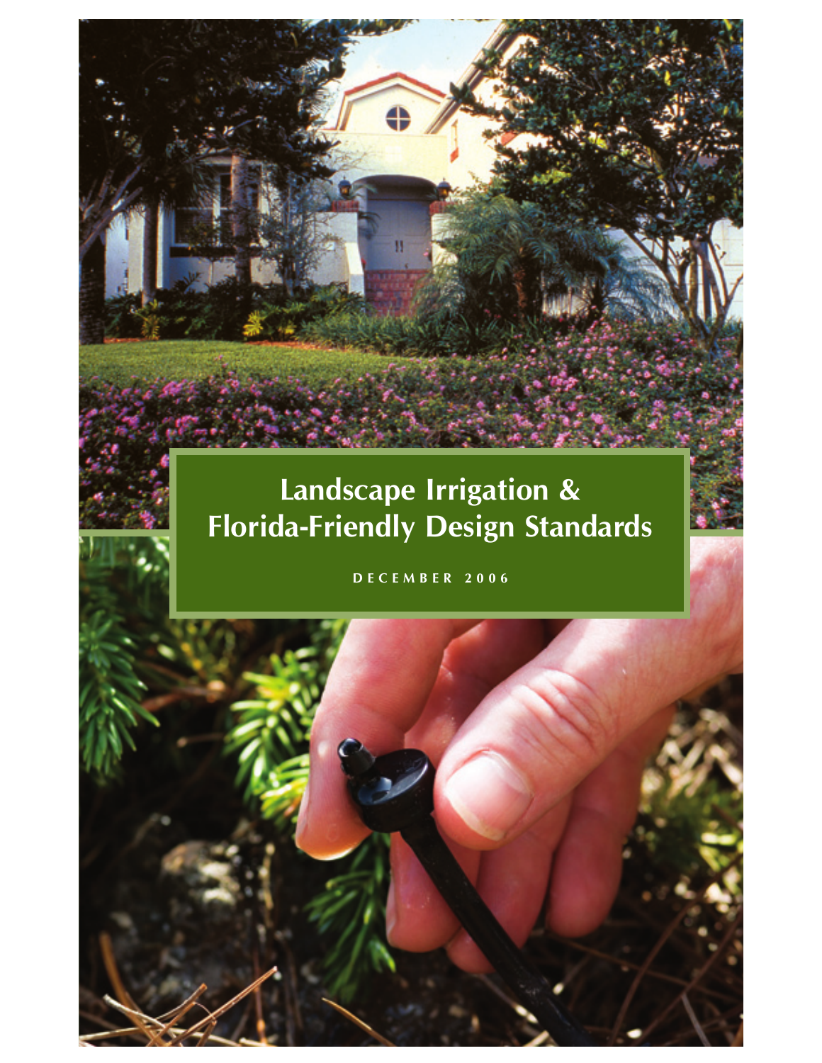# Landscape Irrigation & Florida-Friendly Design Standards

DECEMBER 2006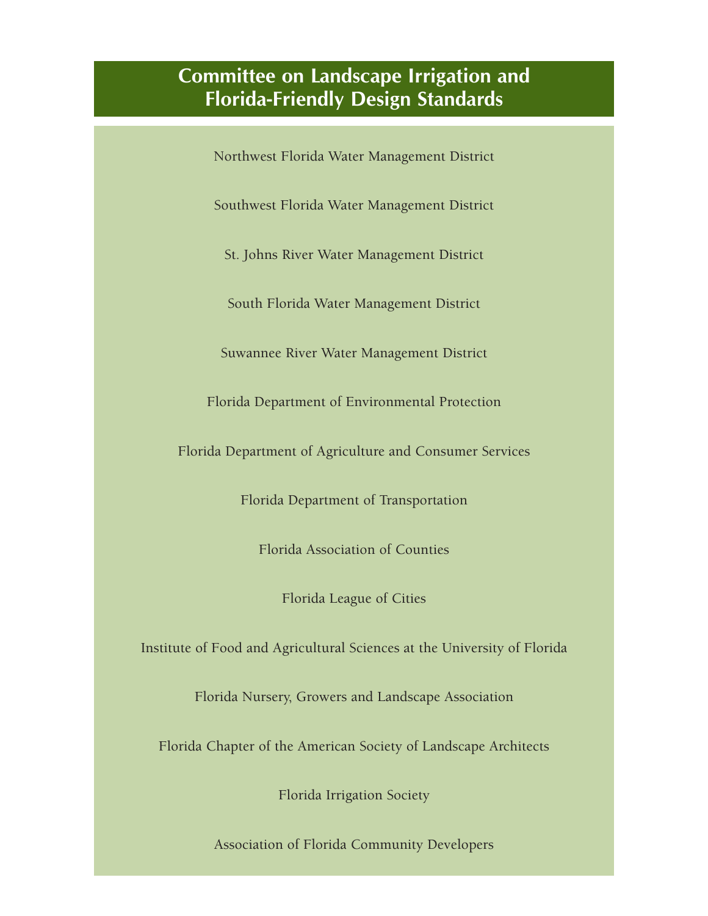# Committee on Landscape Irrigation and Florida-Friendly Design Standards

Northwest Florida Water Management District

Southwest Florida Water Management District

St. Johns River Water Management District

South Florida Water Management District

Suwannee River Water Management District

Florida Department of Environmental Protection

Florida Department of Agriculture and Consumer Services

Florida Department of Transportation

Florida Association of Counties

Florida League of Cities

Institute of Food and Agricultural Sciences at the University of Florida

Florida Nursery, Growers and Landscape Association

Florida Chapter of the American Society of Landscape Architects

Florida Irrigation Society

Association of Florida Community Developers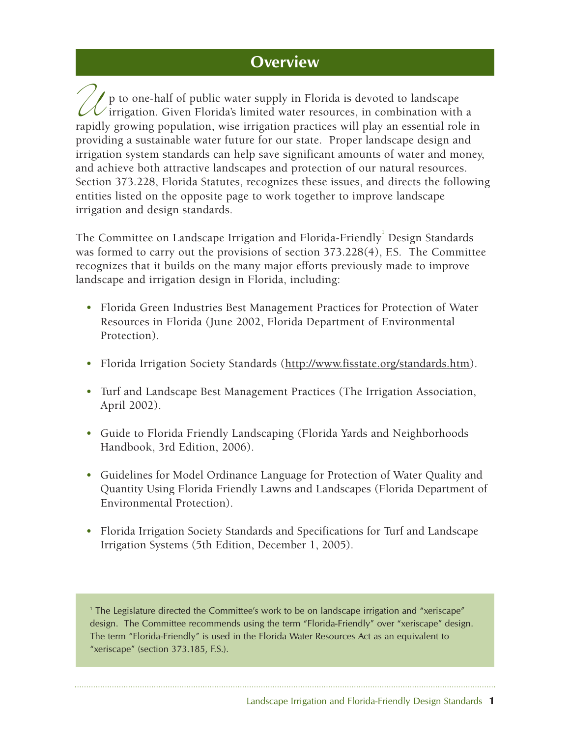## Overview

Up to one-half of public water supply in Florida is devoted to landscape irrigation. Given Florida's limited water resources, in combination with a rapidly growing population, wise irrigation practices will play an essential role in providing a sustainable water future for our state. Proper landscape design and irrigation system standards can help save significant amounts of water and money, and achieve both attractive landscapes and protection of our natural resources. Section 373.228, Florida Statutes, recognizes these issues, and directs the following entities listed on the opposite page to work together to improve landscape irrigation and design standards.

The Committee on Landscape Irrigation and Florida-Friendly[1] Design Standards was formed to carry out the provisions of section 373.228(4), F.S. The Committee recognizes that it builds on the many major efforts previously made to improve landscape and irrigation design in Florida, including:

- Florida Green Industries Best Management Practices for Protection of Water Resources in Florida (June 2002, Florida Department of Environmental Protection).
- Florida Irrigation Society Standards (http://www.fisstate.org/standards.htm).
- Turf and Landscape Best Management Practices (The Irrigation Association, April 2002).
- Guide to Florida Friendly Landscaping (Florida Yards and Neighborhoods Handbook, 3rd Edition, 2006).
- Guidelines for Model Ordinance Language for Protection of Water Quality and Quantity Using Florida Friendly Lawns and Landscapes (Florida Department of Environmental Protection).
- Florida Irrigation Society Standards and Specifications for Turf and Landscape Irrigation Systems (5th Edition, December 1, 2005).

[1] The Legislature directed the Committee's work to be on landscape irrigation and "xeriscape" design. The Committee recommends using the term "Florida-Friendly" over "xeriscape" design. The term "Florida-Friendly" is used in the Florida Water Resources Act as an equivalent to "xeriscape" (section 373.185, F.S.).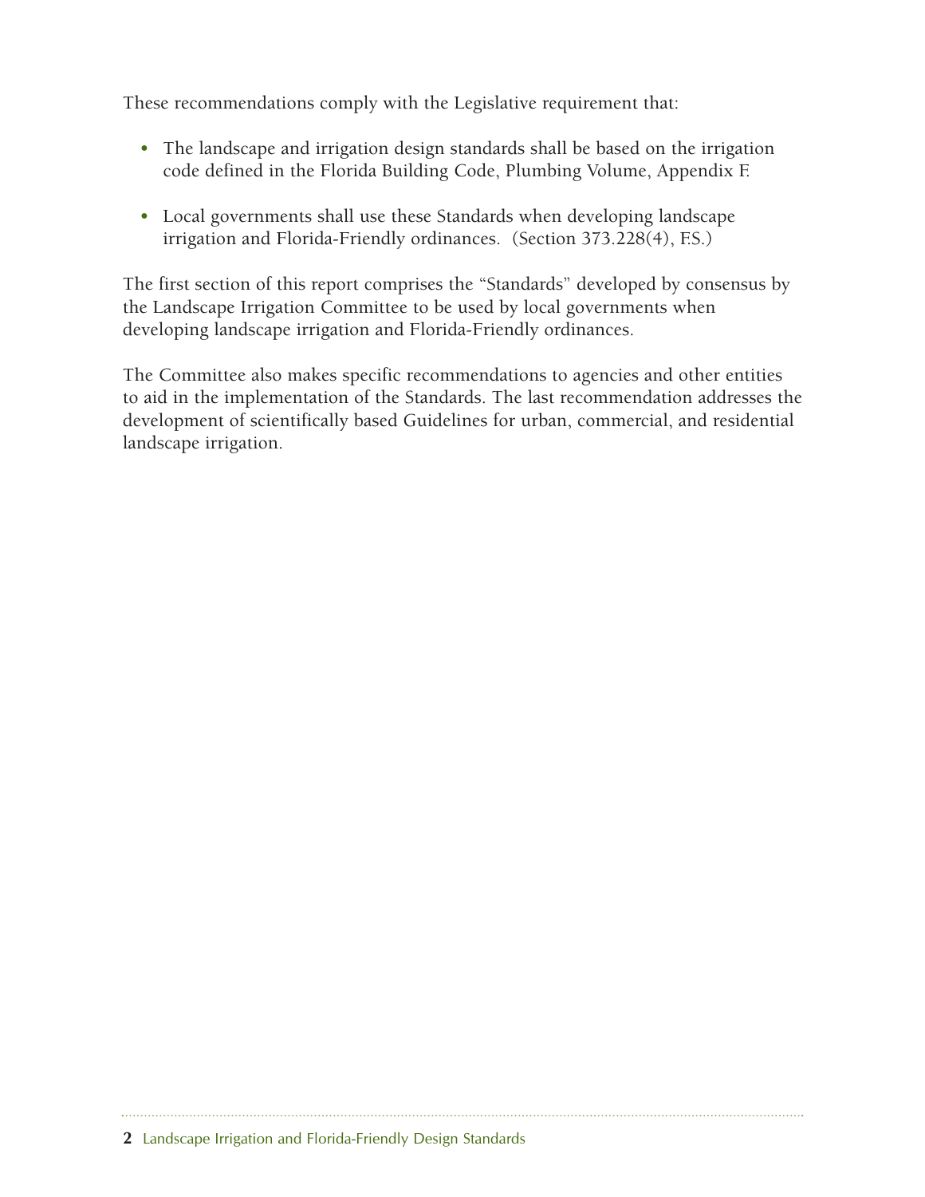These recommendations comply with the Legislative requirement that:

- The landscape and irrigation design standards shall be based on the irrigation code defined in the Florida Building Code, Plumbing Volume, Appendix F.
- Local governments shall use these Standards when developing landscape irrigation and Florida-Friendly ordinances. (Section 373.228(4), F.S.)

The first section of this report comprises the "Standards" developed by consensus by the Landscape Irrigation Committee to be used by local governments when developing landscape irrigation and Florida-Friendly ordinances.

The Committee also makes specific recommendations to agencies and other entities to aid in the implementation of the Standards. The last recommendation addresses the development of scientifically based Guidelines for urban, commercial, and residential landscape irrigation.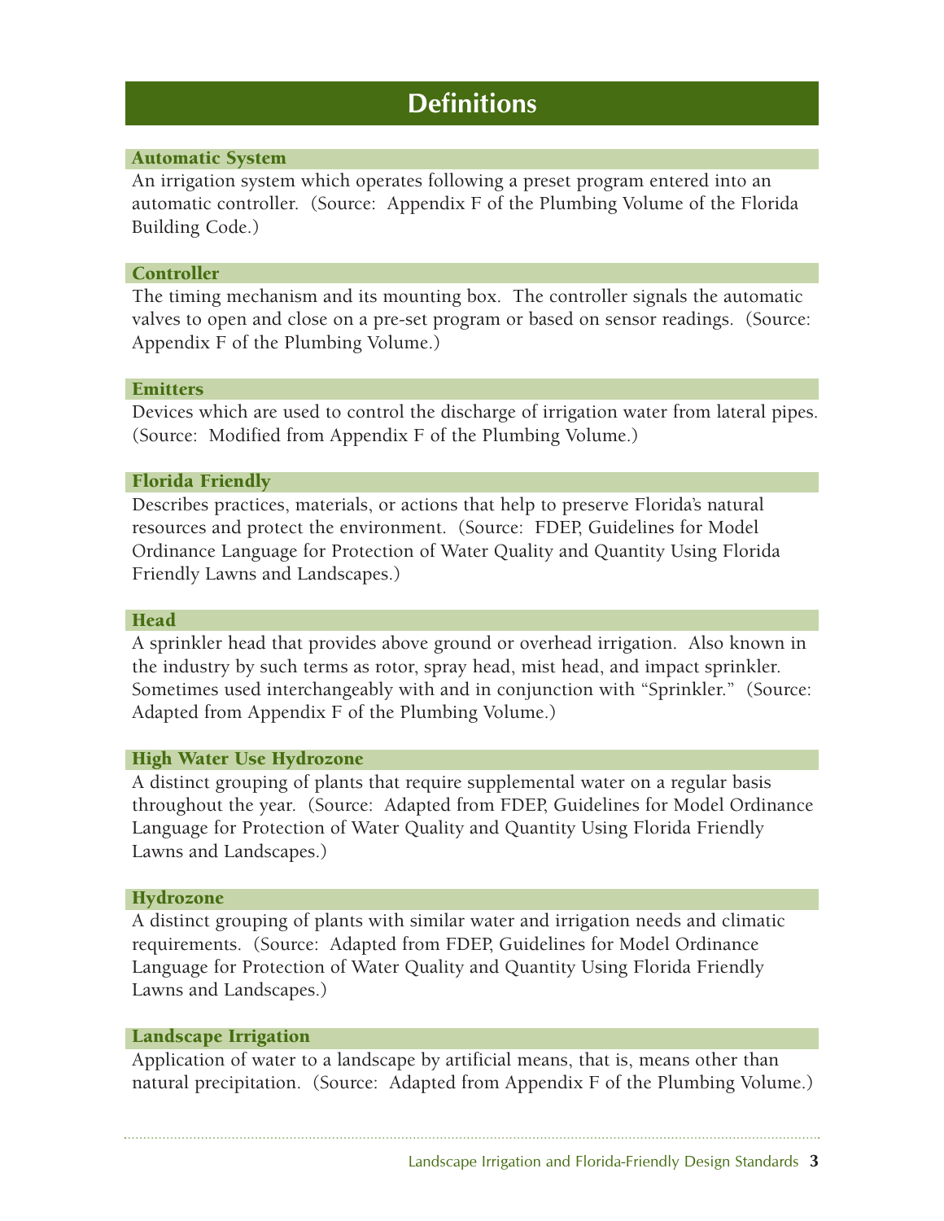# Definitions

### Automatic System

An irrigation system which operates following a preset program entered into an automatic controller. (Source: Appendix F of the Plumbing Volume of the Florida Building Code.)

### Controller

The timing mechanism and its mounting box. The controller signals the automatic valves to open and close on a pre-set program or based on sensor readings. (Source: Appendix F of the Plumbing Volume.)

### Emitters

Devices which are used to control the discharge of irrigation water from lateral pipes. (Source: Modified from Appendix F of the Plumbing Volume.)

### Florida Friendly

Describes practices, materials, or actions that help to preserve Florida's natural resources and protect the environment. (Source: FDEP, Guidelines for Model Ordinance Language for Protection of Water Quality and Quantity Using Florida Friendly Lawns and Landscapes.)

### Head

A sprinkler head that provides above ground or overhead irrigation. Also known in the industry by such terms as rotor, spray head, mist head, and impact sprinkler. Sometimes used interchangeably with and in conjunction with "Sprinkler." (Source: Adapted from Appendix F of the Plumbing Volume.)

### High Water Use Hydrozone

A distinct grouping of plants that require supplemental water on a regular basis throughout the year. (Source: Adapted from FDEP, Guidelines for Model Ordinance Language for Protection of Water Quality and Quantity Using Florida Friendly Lawns and Landscapes.)

### Hydrozone

A distinct grouping of plants with similar water and irrigation needs and climatic requirements. (Source: Adapted from FDEP, Guidelines for Model Ordinance Language for Protection of Water Quality and Quantity Using Florida Friendly Lawns and Landscapes.)

### Landscape Irrigation

Application of water to a landscape by artificial means, that is, means other than natural precipitation. (Source: Adapted from Appendix F of the Plumbing Volume.)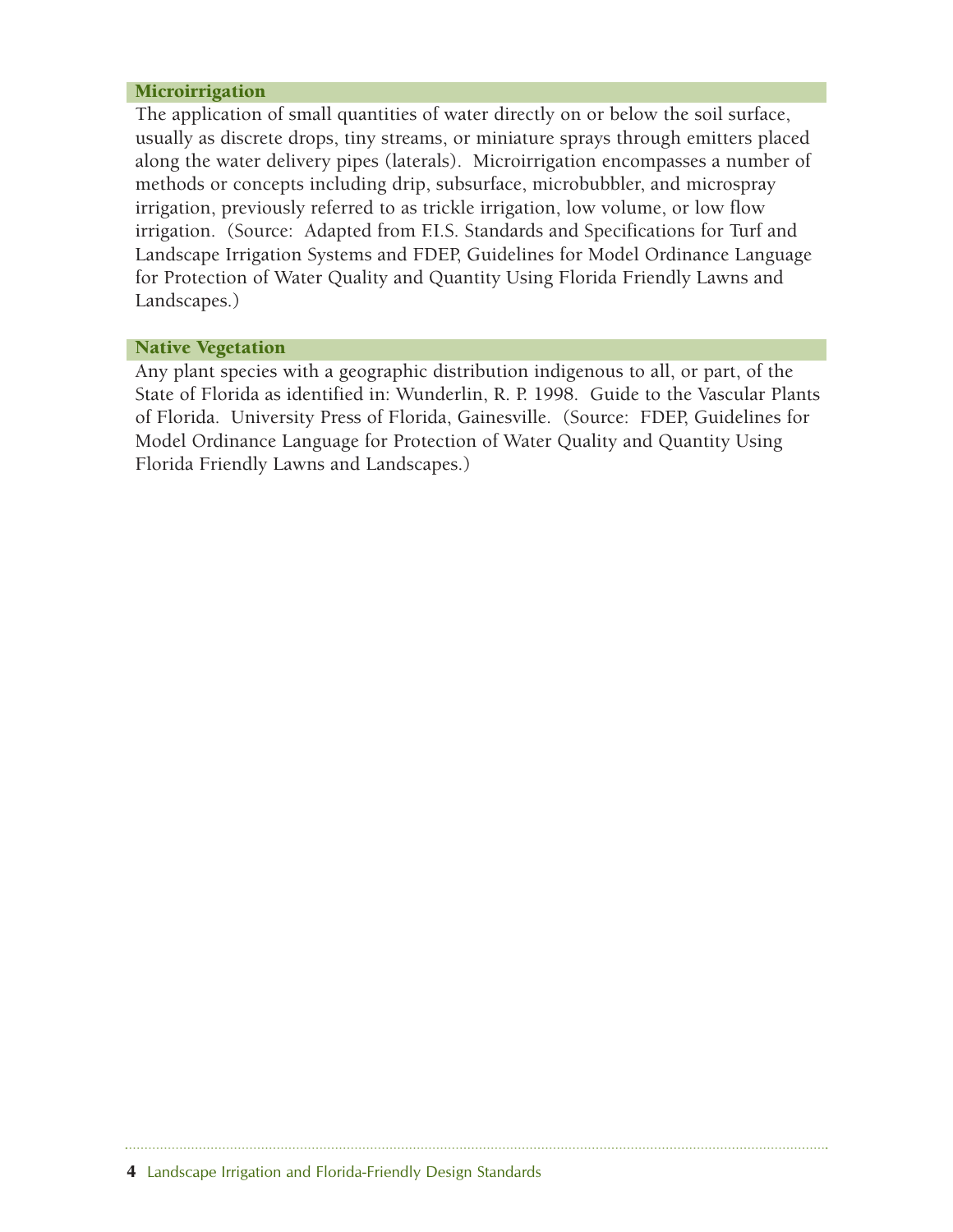### Microirrigation

The application of small quantities of water directly on or below the soil surface, usually as discrete drops, tiny streams, or miniature sprays through emitters placed along the water delivery pipes (laterals). Microirrigation encompasses a number of methods or concepts including drip, subsurface, microbubbler, and microspray irrigation, previously referred to as trickle irrigation, low volume, or low flow irrigation. (Source: Adapted from F.I.S. Standards and Specifications for Turf and Landscape Irrigation Systems and FDEP, Guidelines for Model Ordinance Language for Protection of Water Quality and Quantity Using Florida Friendly Lawns and Landscapes.)

### Native Vegetation

Any plant species with a geographic distribution indigenous to all, or part, of the State of Florida as identified in: Wunderlin, R. P. 1998. Guide to the Vascular Plants of Florida. University Press of Florida, Gainesville. (Source: FDEP, Guidelines for Model Ordinance Language for Protection of Water Quality and Quantity Using Florida Friendly Lawns and Landscapes.)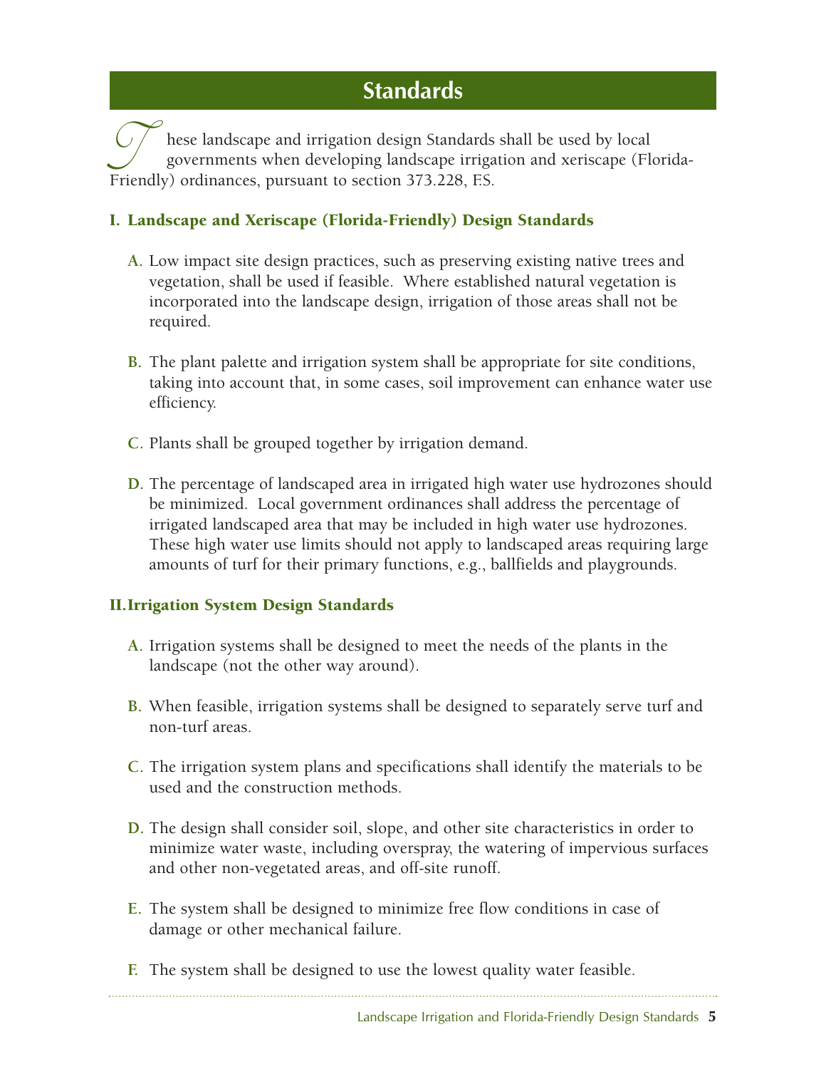## Standards

These landscape and irrigation design Standards shall be used by local governments when developing landscape irrigation and xeriscape (Florida-Friendly) ordinances, pursuant to section 373.228, F.S.

### I. Landscape and Xeriscape (Florida-Friendly) Design Standards

A. Low impact site design practices, such as preserving existing native trees and vegetation, shall be used if feasible. Where established natural vegetation is incorporated into the landscape design, irrigation of those areas shall not be required.

B. The plant palette and irrigation system shall be appropriate for site conditions, taking into account that, in some cases, soil improvement can enhance water use efficiency.

C. Plants shall be grouped together by irrigation demand.

D. The percentage of landscaped area in irrigated high water use hydrozones should be minimized. Local government ordinances shall address the percentage of irrigated landscaped area that may be included in high water use hydrozones. These high water use limits should not apply to landscaped areas requiring large amounts of turf for their primary functions, e.g., ballfields and playgrounds.

### II. Irrigation System Design Standards

A. Irrigation systems shall be designed to meet the needs of the plants in the landscape (not the other way around).

B. When feasible, irrigation systems shall be designed to separately serve turf and non-turf areas.

C. The irrigation system plans and specifications shall identify the materials to be used and the construction methods.

D. The design shall consider soil, slope, and other site characteristics in order to minimize water waste, including overspray, the watering of impervious surfaces and other non-vegetated areas, and off-site runoff.

E. The system shall be designed to minimize free flow conditions in case of damage or other mechanical failure.

F. The system shall be designed to use the lowest quality water feasible.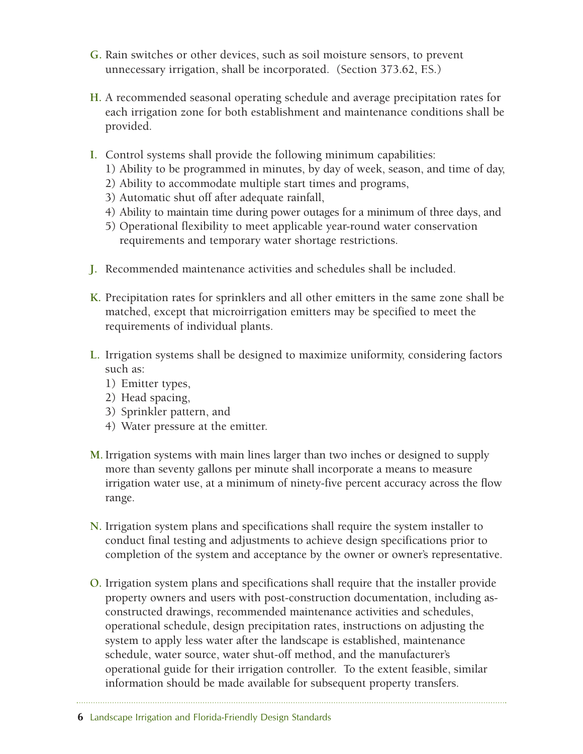**G.** Rain switches or other devices, such as soil moisture sensors, to prevent unnecessary irrigation, shall be incorporated. (Section 373.62, F.S.)

**H.** A recommended seasonal operating schedule and average precipitation rates for each irrigation zone for both establishment and maintenance conditions shall be provided.

**I.** Control systems shall provide the following minimum capabilities:
1) Ability to be programmed in minutes, by day of week, season, and time of day,
2) Ability to accommodate multiple start times and programs,
3) Automatic shut off after adequate rainfall,
4) Ability to maintain time during power outages for a minimum of three days, and
5) Operational flexibility to meet applicable year-round water conservation requirements and temporary water shortage restrictions.

**J.** Recommended maintenance activities and schedules shall be included.

**K.** Precipitation rates for sprinklers and all other emitters in the same zone shall be matched, except that microirrigation emitters may be specified to meet the requirements of individual plants.

**L.** Irrigation systems shall be designed to maximize uniformity, considering factors such as:
1) Emitter types,
2) Head spacing,
3) Sprinkler pattern, and
4) Water pressure at the emitter.

**M.** Irrigation systems with main lines larger than two inches or designed to supply more than seventy gallons per minute shall incorporate a means to measure irrigation water use, at a minimum of ninety-five percent accuracy across the flow range.

**N.** Irrigation system plans and specifications shall require the system installer to conduct final testing and adjustments to achieve design specifications prior to completion of the system and acceptance by the owner or owner's representative.

**O.** Irrigation system plans and specifications shall require that the installer provide property owners and users with post-construction documentation, including as-constructed drawings, recommended maintenance activities and schedules, operational schedule, design precipitation rates, instructions on adjusting the system to apply less water after the landscape is established, maintenance schedule, water source, water shut-off method, and the manufacturer's operational guide for their irrigation controller. To the extent feasible, similar information should be made available for subsequent property transfers.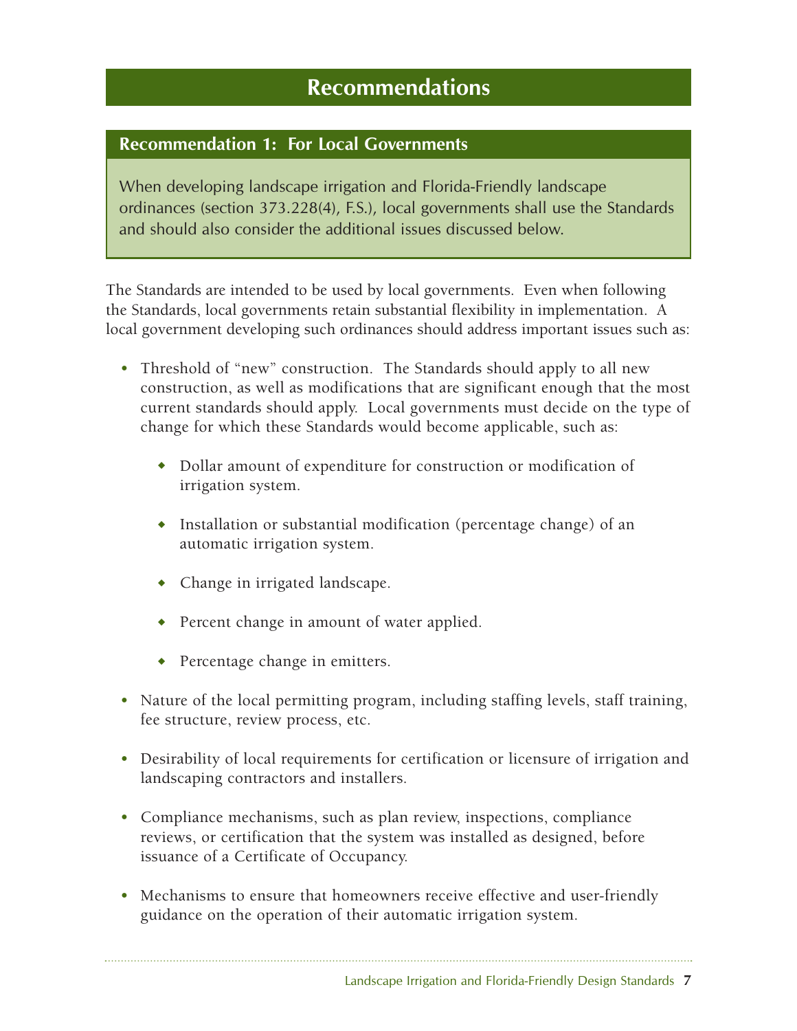# Recommendations

## Recommendation 1: For Local Governments

When developing landscape irrigation and Florida-Friendly landscape ordinances (section 373.228(4), F.S.), local governments shall use the Standards and should also consider the additional issues discussed below.

The Standards are intended to be used by local governments. Even when following the Standards, local governments retain substantial flexibility in implementation. A local government developing such ordinances should address important issues such as:

- Threshold of "new" construction. The Standards should apply to all new construction, as well as modifications that are significant enough that the most current standards should apply. Local governments must decide on the type of change for which these Standards would become applicable, such as:
  - Dollar amount of expenditure for construction or modification of irrigation system.
  - Installation or substantial modification (percentage change) of an automatic irrigation system.
  - Change in irrigated landscape.
  - Percent change in amount of water applied.
  - Percentage change in emitters.
- Nature of the local permitting program, including staffing levels, staff training, fee structure, review process, etc.
- Desirability of local requirements for certification or licensure of irrigation and landscaping contractors and installers.
- Compliance mechanisms, such as plan review, inspections, compliance reviews, or certification that the system was installed as designed, before issuance of a Certificate of Occupancy.
- Mechanisms to ensure that homeowners receive effective and user-friendly guidance on the operation of their automatic irrigation system.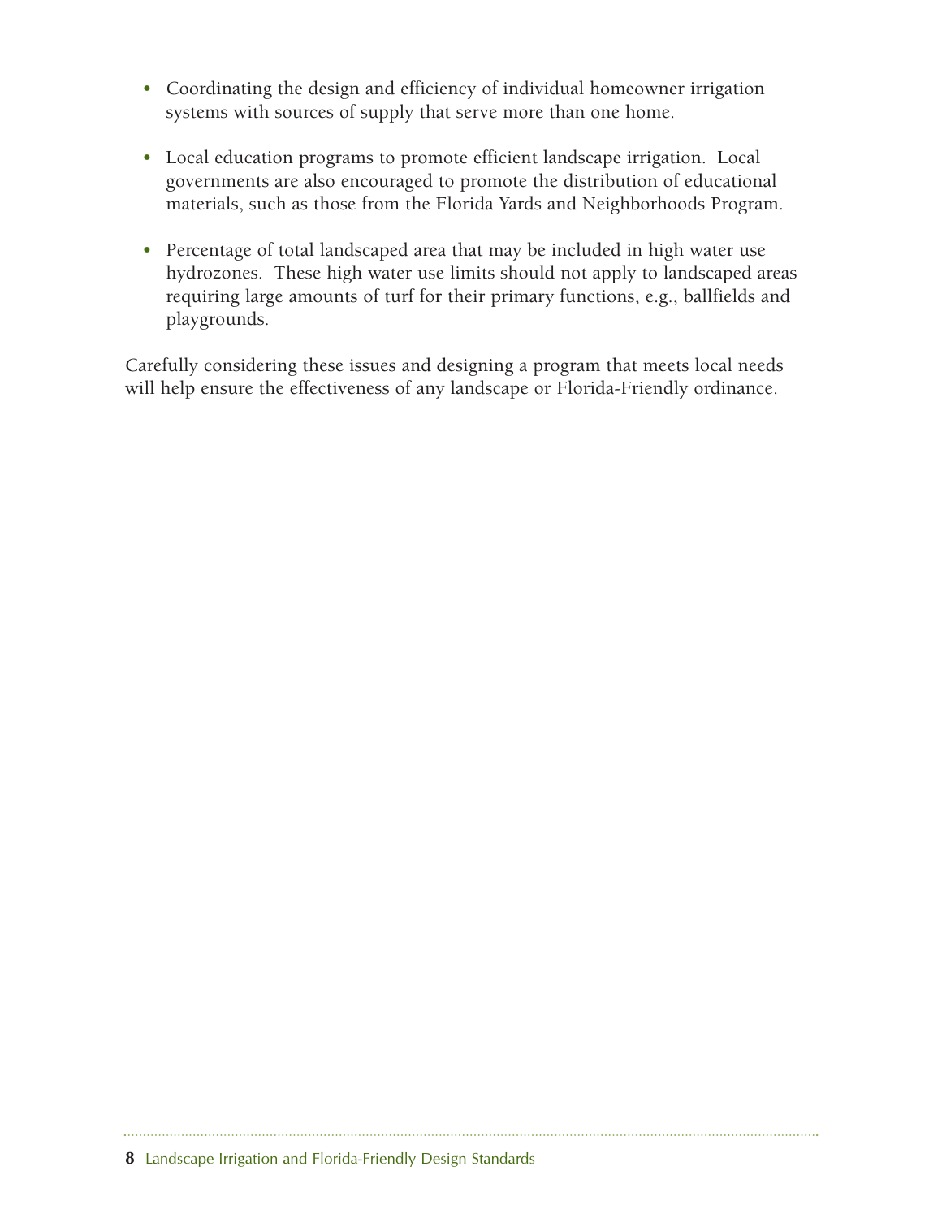- Coordinating the design and efficiency of individual homeowner irrigation systems with sources of supply that serve more than one home.

- Local education programs to promote efficient landscape irrigation. Local governments are also encouraged to promote the distribution of educational materials, such as those from the Florida Yards and Neighborhoods Program.

- Percentage of total landscaped area that may be included in high water use hydrozones. These high water use limits should not apply to landscaped areas requiring large amounts of turf for their primary functions, e.g., ballfields and playgrounds.

Carefully considering these issues and designing a program that meets local needs will help ensure the effectiveness of any landscape or Florida-Friendly ordinance.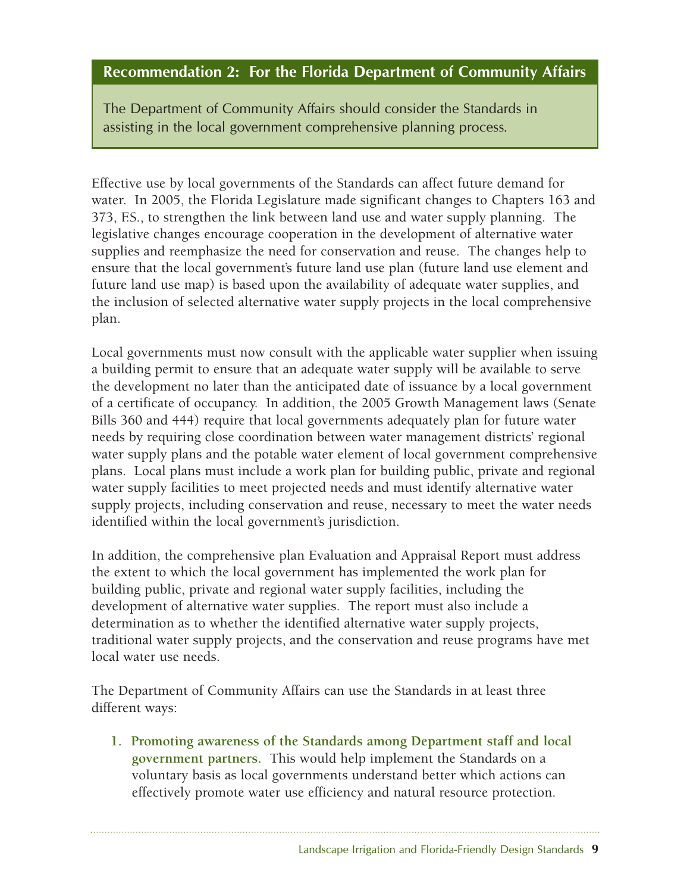## Recommendation 2: For the Florida Department of Community Affairs

The Department of Community Affairs should consider the Standards in assisting in the local government comprehensive planning process.

Effective use by local governments of the Standards can affect future demand for water. In 2005, the Florida Legislature made significant changes to Chapters 163 and 373, F.S., to strengthen the link between land use and water supply planning. The legislative changes encourage cooperation in the development of alternative water supplies and reemphasize the need for conservation and reuse. The changes help to ensure that the local government's future land use plan (future land use element and future land use map) is based upon the availability of adequate water supplies, and the inclusion of selected alternative water supply projects in the local comprehensive plan.

Local governments must now consult with the applicable water supplier when issuing a building permit to ensure that an adequate water supply will be available to serve the development no later than the anticipated date of issuance by a local government of a certificate of occupancy. In addition, the 2005 Growth Management laws (Senate Bills 360 and 444) require that local governments adequately plan for future water needs by requiring close coordination between water management districts' regional water supply plans and the potable water element of local government comprehensive plans. Local plans must include a work plan for building public, private and regional water supply facilities to meet projected needs and must identify alternative water supply projects, including conservation and reuse, necessary to meet the water needs identified within the local government's jurisdiction.

In addition, the comprehensive plan Evaluation and Appraisal Report must address the extent to which the local government has implemented the work plan for building public, private and regional water supply facilities, including the development of alternative water supplies. The report must also include a determination as to whether the identified alternative water supply projects, traditional water supply projects, and the conservation and reuse programs have met local water use needs.

The Department of Community Affairs can use the Standards in at least three different ways:

1. **Promoting awareness of the Standards among Department staff and local government partners.** This would help implement the Standards on a voluntary basis as local governments understand better which actions can effectively promote water use efficiency and natural resource protection.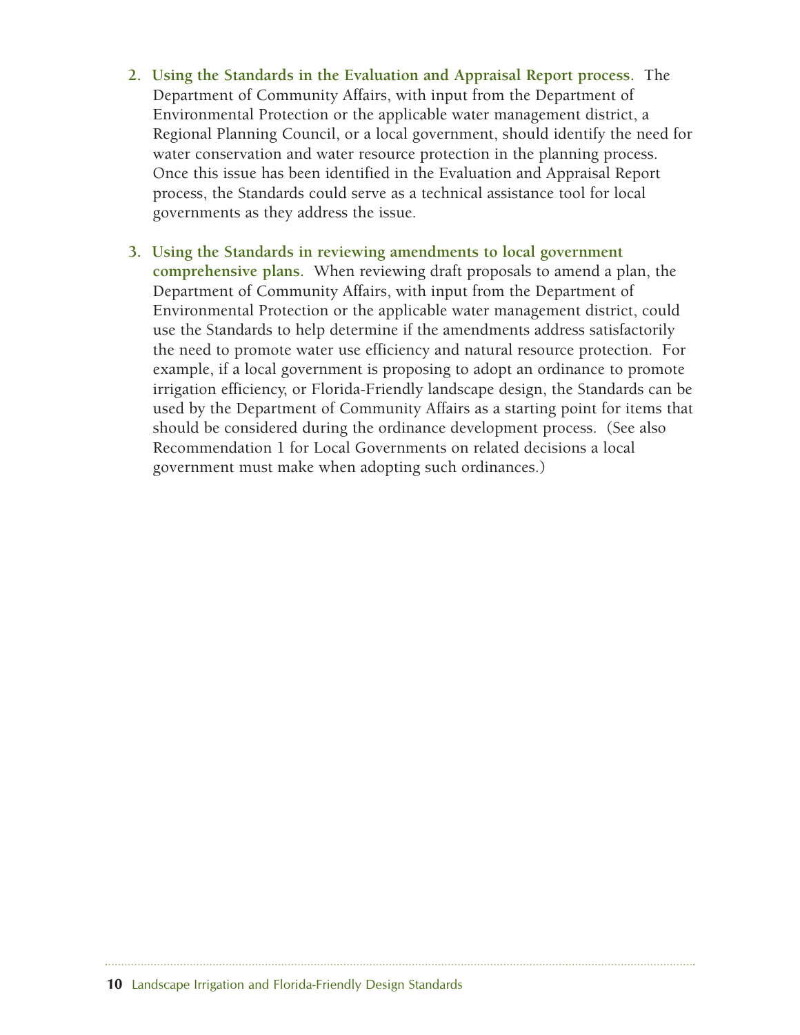2. **Using the Standards in the Evaluation and Appraisal Report process.** The Department of Community Affairs, with input from the Department of Environmental Protection or the applicable water management district, a Regional Planning Council, or a local government, should identify the need for water conservation and water resource protection in the planning process. Once this issue has been identified in the Evaluation and Appraisal Report process, the Standards could serve as a technical assistance tool for local governments as they address the issue.

3. **Using the Standards in reviewing amendments to local government comprehensive plans.** When reviewing draft proposals to amend a plan, the Department of Community Affairs, with input from the Department of Environmental Protection or the applicable water management district, could use the Standards to help determine if the amendments address satisfactorily the need to promote water use efficiency and natural resource protection. For example, if a local government is proposing to adopt an ordinance to promote irrigation efficiency, or Florida-Friendly landscape design, the Standards can be used by the Department of Community Affairs as a starting point for items that should be considered during the ordinance development process. (See also Recommendation 1 for Local Governments on related decisions a local government must make when adopting such ordinances.)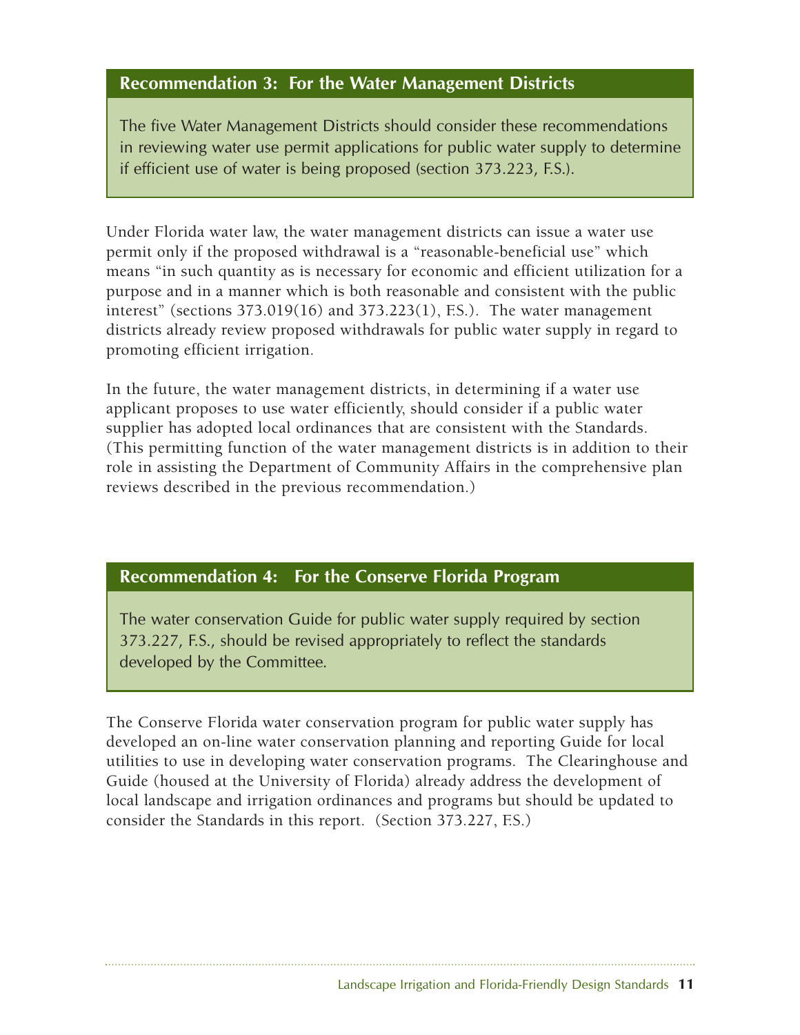## Recommendation 3: For the Water Management Districts

The five Water Management Districts should consider these recommendations in reviewing water use permit applications for public water supply to determine if efficient use of water is being proposed (section 373.223, F.S.).

Under Florida water law, the water management districts can issue a water use permit only if the proposed withdrawal is a "reasonable-beneficial use" which means "in such quantity as is necessary for economic and efficient utilization for a purpose and in a manner which is both reasonable and consistent with the public interest" (sections 373.019(16) and 373.223(1), F.S.). The water management districts already review proposed withdrawals for public water supply in regard to promoting efficient irrigation.

In the future, the water management districts, in determining if a water use applicant proposes to use water efficiently, should consider if a public water supplier has adopted local ordinances that are consistent with the Standards. (This permitting function of the water management districts is in addition to their role in assisting the Department of Community Affairs in the comprehensive plan reviews described in the previous recommendation.)

## Recommendation 4: For the Conserve Florida Program

The water conservation Guide for public water supply required by section 373.227, F.S., should be revised appropriately to reflect the standards developed by the Committee.

The Conserve Florida water conservation program for public water supply has developed an on-line water conservation planning and reporting Guide for local utilities to use in developing water conservation programs. The Clearinghouse and Guide (housed at the University of Florida) already address the development of local landscape and irrigation ordinances and programs but should be updated to consider the Standards in this report. (Section 373.227, F.S.)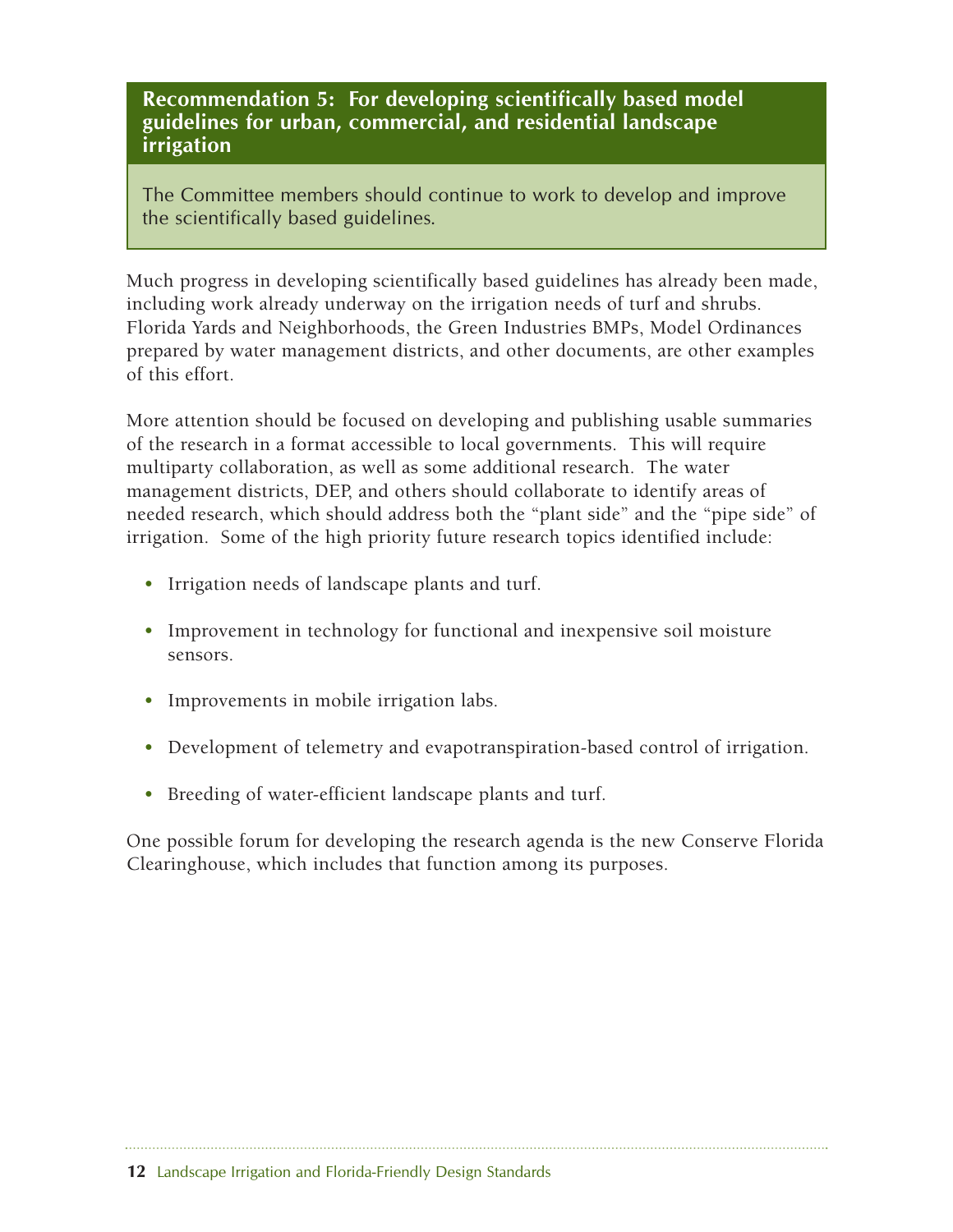## Recommendation 5: For developing scientifically based model guidelines for urban, commercial, and residential landscape irrigation

The Committee members should continue to work to develop and improve the scientifically based guidelines.

Much progress in developing scientifically based guidelines has already been made, including work already underway on the irrigation needs of turf and shrubs. Florida Yards and Neighborhoods, the Green Industries BMPs, Model Ordinances prepared by water management districts, and other documents, are other examples of this effort.

More attention should be focused on developing and publishing usable summaries of the research in a format accessible to local governments. This will require multiparty collaboration, as well as some additional research. The water management districts, DEP, and others should collaborate to identify areas of needed research, which should address both the "plant side" and the "pipe side" of irrigation. Some of the high priority future research topics identified include:

- Irrigation needs of landscape plants and turf.
- Improvement in technology for functional and inexpensive soil moisture sensors.
- Improvements in mobile irrigation labs.
- Development of telemetry and evapotranspiration-based control of irrigation.
- Breeding of water-efficient landscape plants and turf.

One possible forum for developing the research agenda is the new Conserve Florida Clearinghouse, which includes that function among its purposes.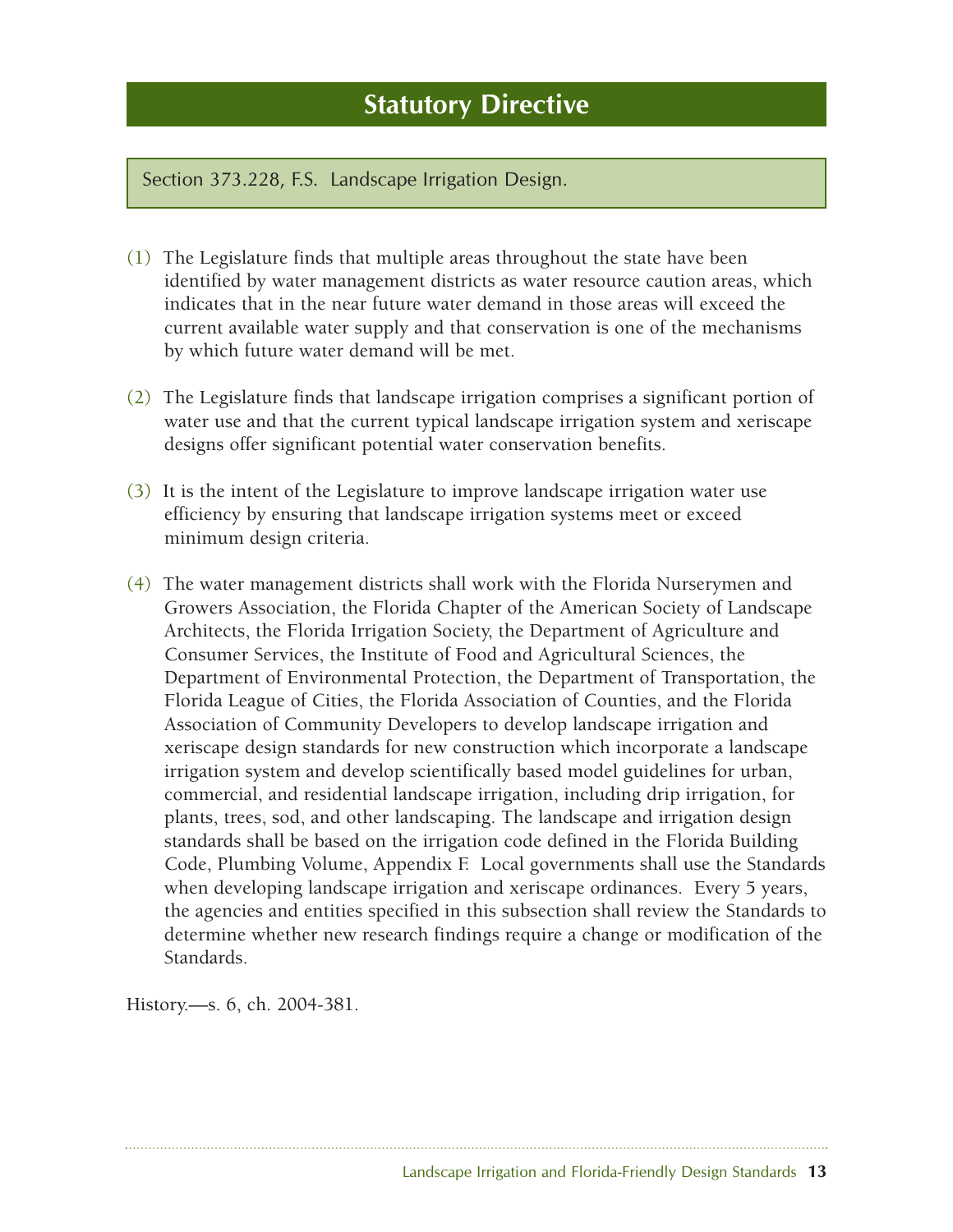# Statutory Directive

## Section 373.228, F.S. Landscape Irrigation Design.

(1) The Legislature finds that multiple areas throughout the state have been identified by water management districts as water resource caution areas, which indicates that in the near future water demand in those areas will exceed the current available water supply and that conservation is one of the mechanisms by which future water demand will be met.

(2) The Legislature finds that landscape irrigation comprises a significant portion of water use and that the current typical landscape irrigation system and xeriscape designs offer significant potential water conservation benefits.

(3) It is the intent of the Legislature to improve landscape irrigation water use efficiency by ensuring that landscape irrigation systems meet or exceed minimum design criteria.

(4) The water management districts shall work with the Florida Nurserymen and Growers Association, the Florida Chapter of the American Society of Landscape Architects, the Florida Irrigation Society, the Department of Agriculture and Consumer Services, the Institute of Food and Agricultural Sciences, the Department of Environmental Protection, the Department of Transportation, the Florida League of Cities, the Florida Association of Counties, and the Florida Association of Community Developers to develop landscape irrigation and xeriscape design standards for new construction which incorporate a landscape irrigation system and develop scientifically based model guidelines for urban, commercial, and residential landscape irrigation, including drip irrigation, for plants, trees, sod, and other landscaping. The landscape and irrigation design standards shall be based on the irrigation code defined in the Florida Building Code, Plumbing Volume, Appendix F. Local governments shall use the Standards when developing landscape irrigation and xeriscape ordinances. Every 5 years, the agencies and entities specified in this subsection shall review the Standards to determine whether new research findings require a change or modification of the Standards.

History.—s. 6, ch. 2004-381.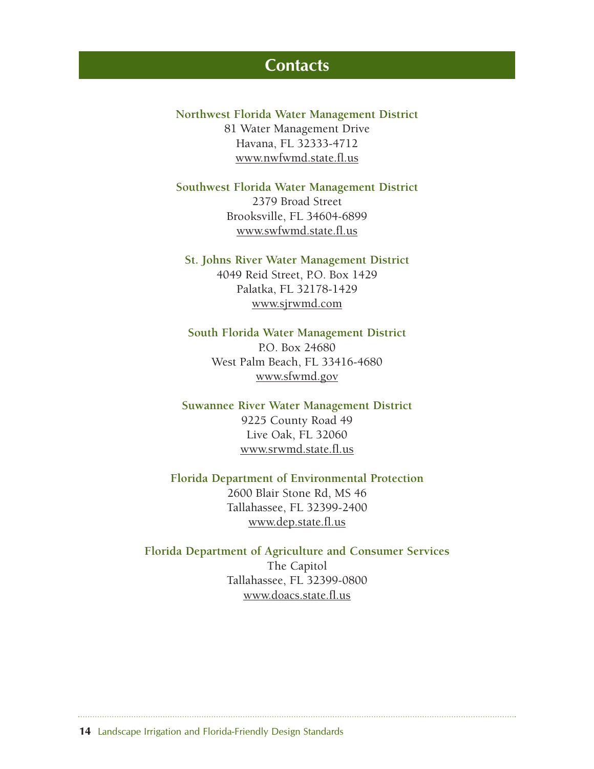# Contacts

**Northwest Florida Water Management District**
81 Water Management Drive
Havana, FL 32333-4712
www.nwfwmd.state.fl.us

**Southwest Florida Water Management District**
2379 Broad Street
Brooksville, FL 34604-6899
www.swfwmd.state.fl.us

**St. Johns River Water Management District**
4049 Reid Street, P.O. Box 1429
Palatka, FL 32178-1429
www.sjrwmd.com

**South Florida Water Management District**
P.O. Box 24680
West Palm Beach, FL 33416-4680
www.sfwmd.gov

**Suwannee River Water Management District**
9225 County Road 49
Live Oak, FL 32060
www.srwmd.state.fl.us

**Florida Department of Environmental Protection**
2600 Blair Stone Rd, MS 46
Tallahassee, FL 32399-2400
www.dep.state.fl.us

**Florida Department of Agriculture and Consumer Services**
The Capitol
Tallahassee, FL 32399-0800
www.doacs.state.fl.us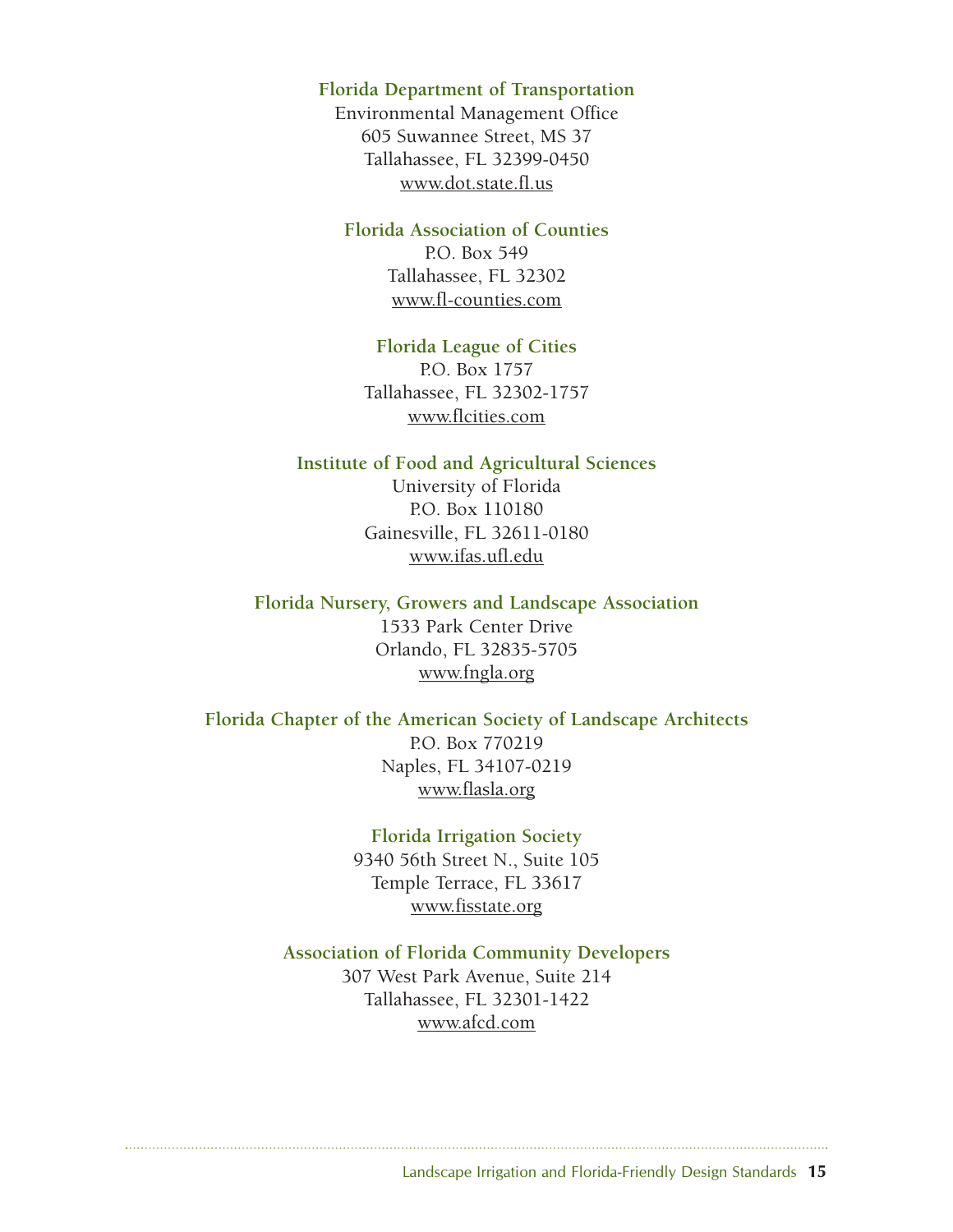**Florida Department of Transportation**
Environmental Management Office
605 Suwannee Street, MS 37
Tallahassee, FL 32399-0450
www.dot.state.fl.us

**Florida Association of Counties**
P.O. Box 549
Tallahassee, FL 32302
www.fl-counties.com

**Florida League of Cities**
P.O. Box 1757
Tallahassee, FL 32302-1757
www.flcities.com

**Institute of Food and Agricultural Sciences**
University of Florida
P.O. Box 110180
Gainesville, FL 32611-0180
www.ifas.ufl.edu

**Florida Nursery, Growers and Landscape Association**
1533 Park Center Drive
Orlando, FL 32835-5705
www.fngla.org

**Florida Chapter of the American Society of Landscape Architects**
P.O. Box 770219
Naples, FL 34107-0219
www.flasla.org

**Florida Irrigation Society**
9340 56th Street N., Suite 105
Temple Terrace, FL 33617
www.fisstate.org

**Association of Florida Community Developers**
307 West Park Avenue, Suite 214
Tallahassee, FL 32301-1422
www.afcd.com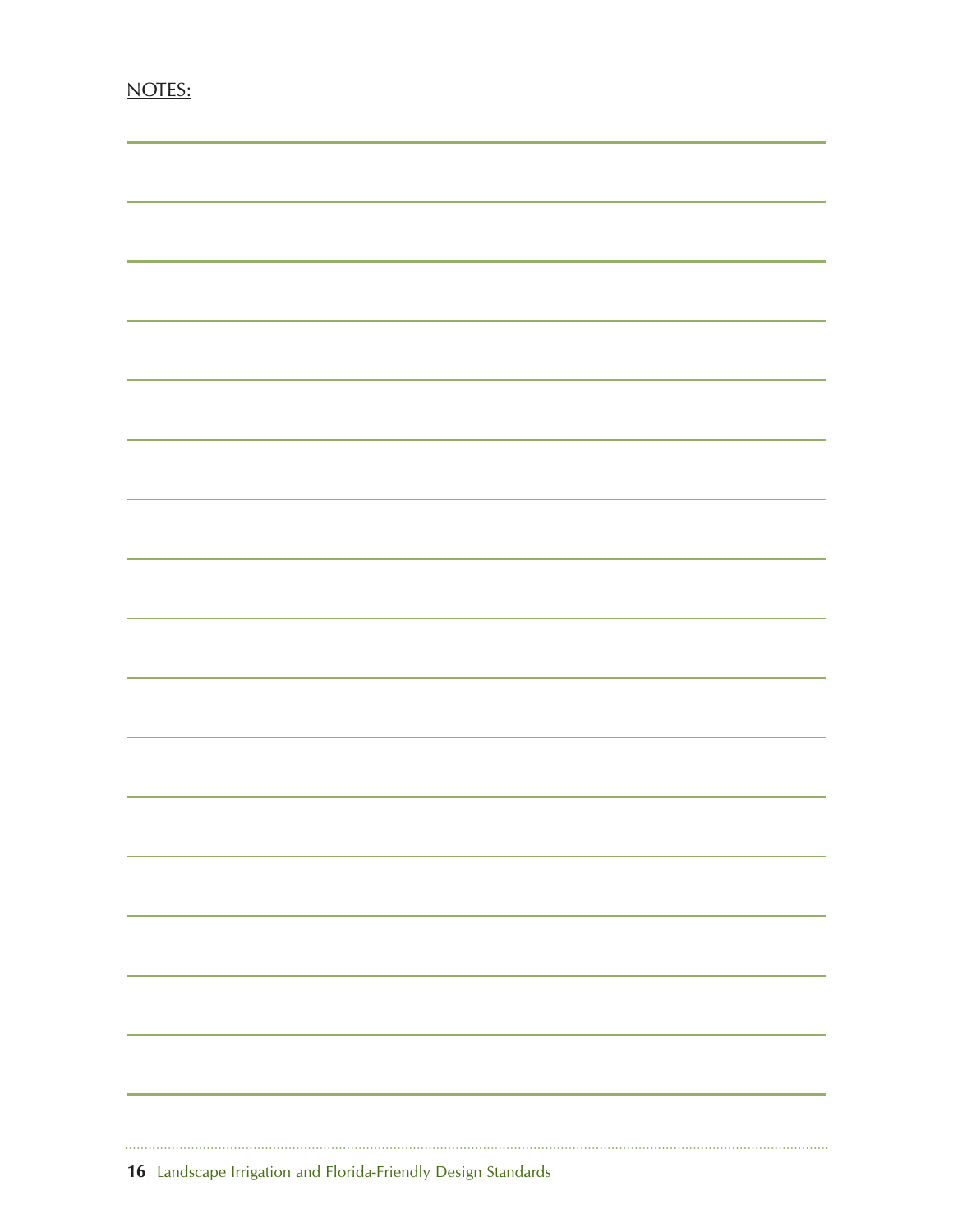NOTES: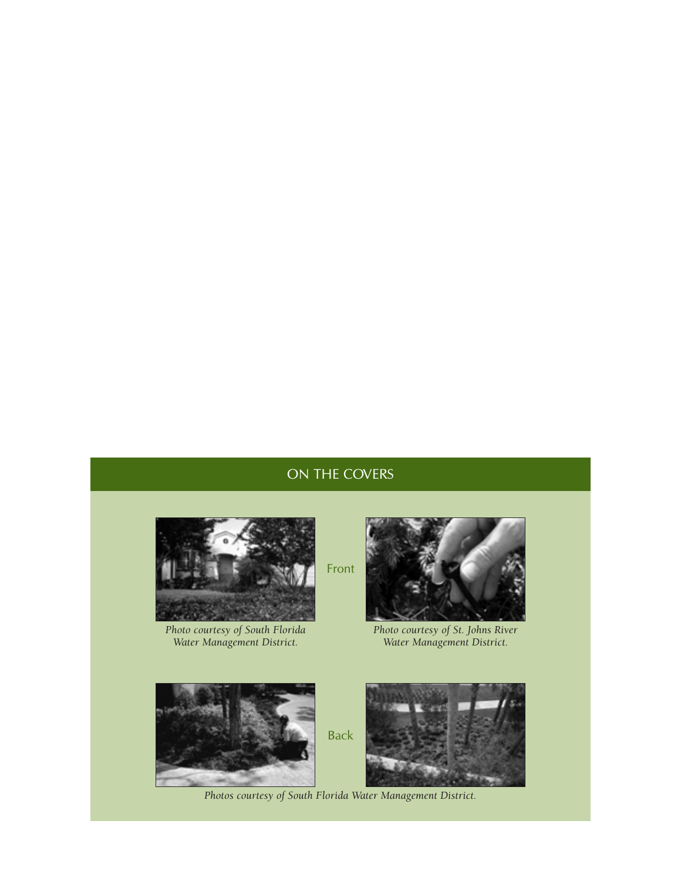## ON THE COVERS

Front

*Photo courtesy of South Florida Water Management District.*

*Photo courtesy of St. Johns River Water Management District.*

Back

*Photos courtesy of South Florida Water Management District.*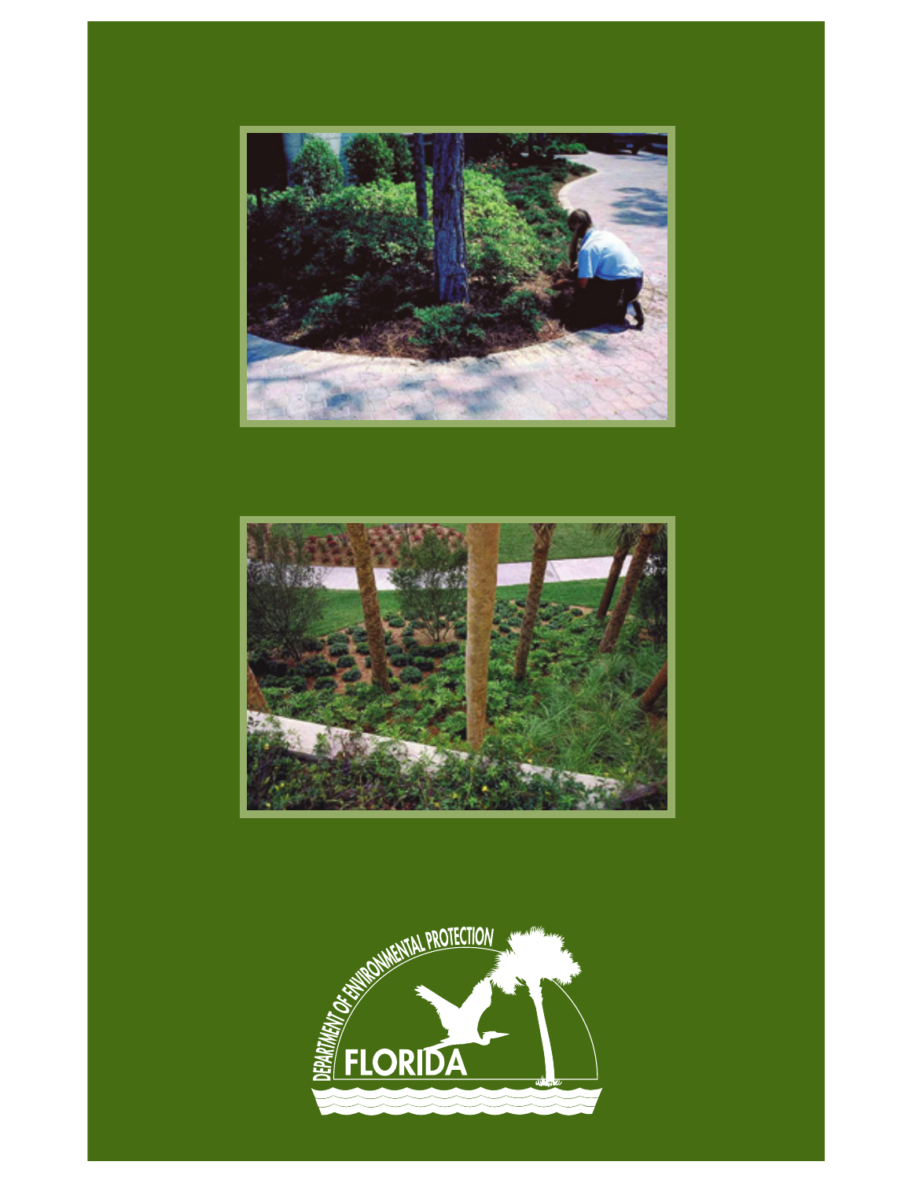DEPARTMENT OF ENVIRONMENTAL PROTECTION

FLORIDA